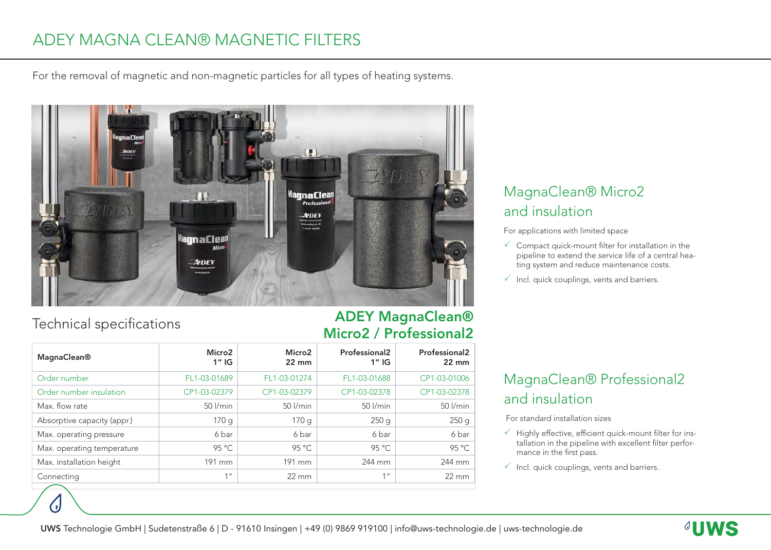# ADEY MAGNA CLEAN® MAGNETIC FILTERS

For the removal of magnetic and non-magnetic particles for all types of heating systems.

## Technical specifications

## ADEY MagnaClean® Micro2 / Professional2

| MagnaClean® | Micro2 1" IG | Micro2 22 mm | Professional2 1" IG | Professional2 22 mm |
|---|---|---|---|---|
| Order number | FL1-03-01689 | FL1-03-01274 | FL1-03-01688 | CP1-03-01006 |
| Order number insulation | CP1-03-02379 | CP1-03-02379 | CP1-03-02378 | CP1-03-02378 |
| Max. flow rate | 50 l/min | 50 l/min | 50 l/min | 50 l/min |
| Absorptive capacity (appr.) | 170 g | 170 g | 250 g | 250 g |
| Max. operating pressure | 6 bar | 6 bar | 6 bar | 6 bar |
| Max. operating temperature | 95 °C | 95 °C | 95 °C | 95 °C |
| Max. installation height | 191 mm | 191 mm | 244 mm | 244 mm |
| Connecting | 1" | 22 mm | 1" | 22 mm |

## MagnaClean® Micro2 and insulation

For applications with limited space

- ✓ Compact quick-mount filter for installation in the pipeline to extend the service life of a central heating system and reduce maintenance costs.
- ✓ Incl. quick couplings, vents and barriers.

## MagnaClean® Professional2 and insulation

For standard installation sizes

- ✓ Highly effective, efficient quick-mount filter for installation in the pipeline with excellent filter performance in the first pass.
- ✓ Incl. quick couplings, vents and barriers.

**UWS** Technologie GmbH | Sudetenstraße 6 | D - 91610 Insingen | +49 (0) 9869 919100 | info@uws-technologie.de | uws-technologie.de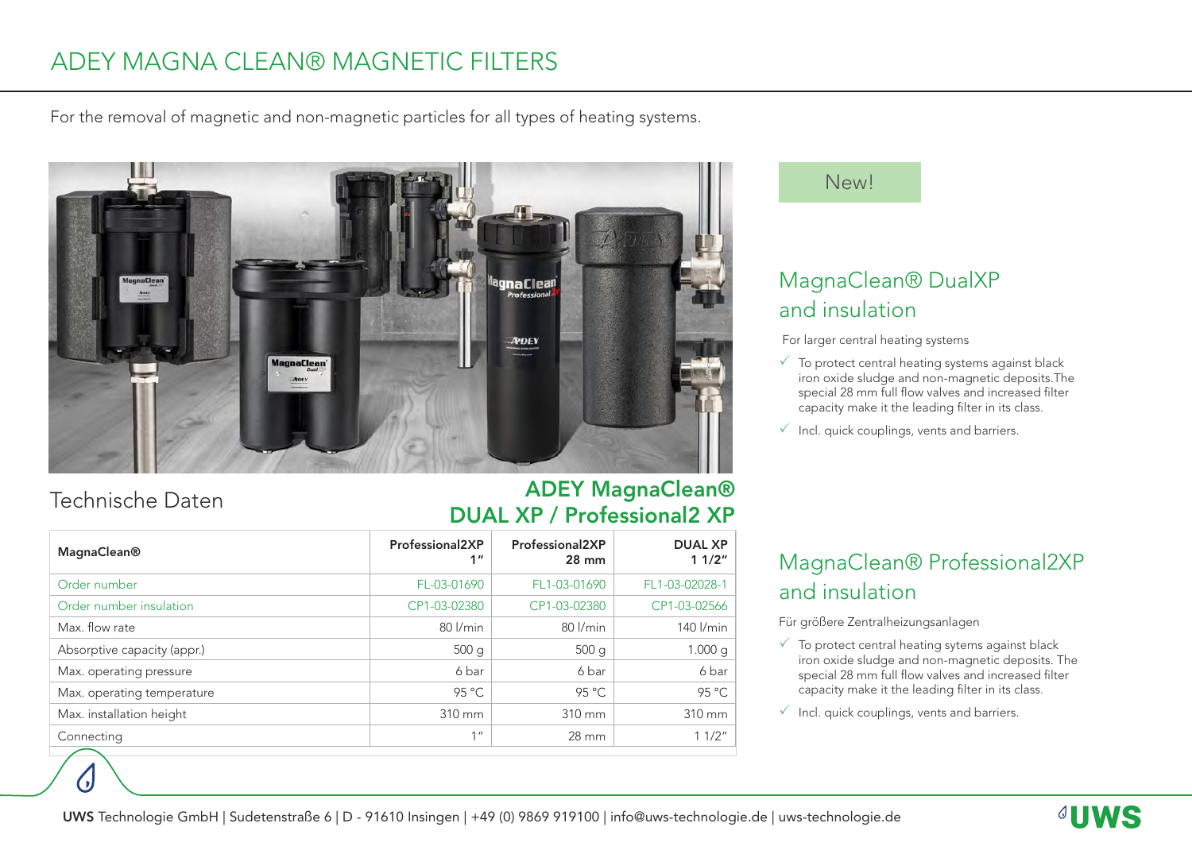# ADEY MAGNA CLEAN® MAGNETIC FILTERS

For the removal of magnetic and non-magnetic particles for all types of heating systems.

New!

## MagnaClean® DualXP and insulation

For larger central heating systems

- ✓ To protect central heating systems against black iron oxide sludge and non-magnetic deposits.The special 28 mm full flow valves and increased filter capacity make it the leading filter in its class.
- ✓ Incl. quick couplings, vents and barriers.

## MagnaClean® Professional2XP and insulation

Für größere Zentralheizungsanlagen

- ✓ To protect central heating sytems against black iron oxide sludge and non-magnetic deposits. The special 28 mm full flow valves and increased filter capacity make it the leading filter in its class.
- ✓ Incl. quick couplings, vents and barriers.

## Technische Daten

## ADEY MagnaClean® DUAL XP / Professional2 XP

| MagnaClean® | Professional2XP 1" | Professional2XP 28 mm | DUAL XP 1 1/2" |
|---|---|---|---|
| Order number | FL-03-01690 | FL1-03-01690 | FL1-03-02028-1 |
| Order number insulation | CP1-03-02380 | CP1-03-02380 | CP1-03-02566 |
| Max. flow rate | 80 l/min | 80 l/min | 140 l/min |
| Absorptive capacity (appr.) | 500 g | 500 g | 1.000 g |
| Max. operating pressure | 6 bar | 6 bar | 6 bar |
| Max. operating temperature | 95 °C | 95 °C | 95 °C |
| Max. installation height | 310 mm | 310 mm | 310 mm |
| Connecting | 1" | 28 mm | 1 1/2" |

**UWS** Technologie GmbH | Sudetenstraße 6 | D - 91610 Insingen | +49 (0) 9869 919100 | info@uws-technologie.de | uws-technologie.de